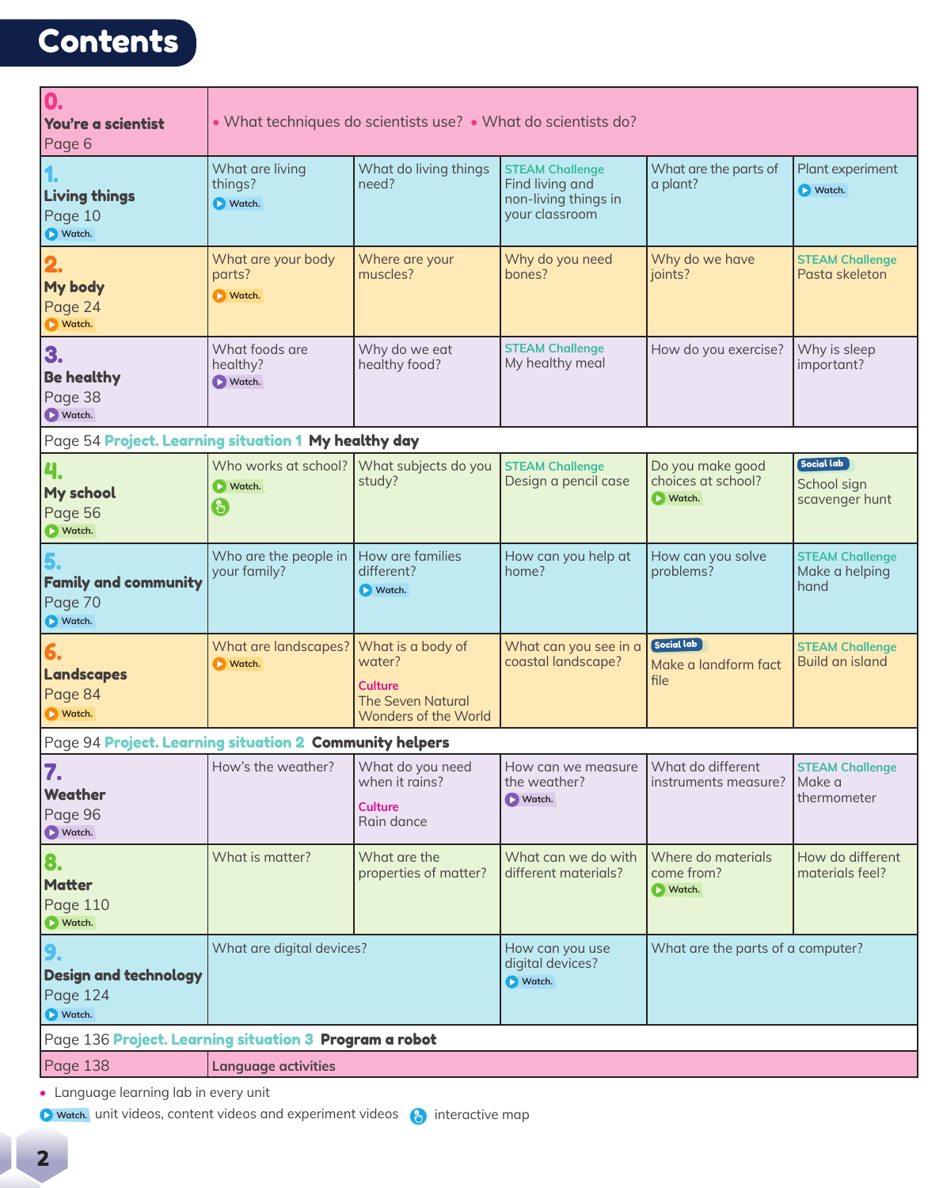# Contents

| Unit | | | | | |
|---|---|---|---|---|---|
| **0. You're a scientist** Page 6 | • What techniques do scientists use? • What do scientists do? | | | | |
| **1. Living things** Page 10 Watch. | What are living things? Watch. | What do living things need? | STEAM Challenge Find living and non-living things in your classroom | What are the parts of a plant? | Plant experiment Watch. |
| **2. My body** Page 24 Watch. | What are your body parts? Watch. | Where are your muscles? | Why do you need bones? | Why do we have joints? | STEAM Challenge Pasta skeleton |
| **3. Be healthy** Page 38 Watch. | What foods are healthy? Watch. | Why do we eat healthy food? | STEAM Challenge My healthy meal | How do you exercise? | Why is sleep important? |
| Page 54 **Project. Learning situation 1 My healthy day** | | | | | |
| **4. My school** Page 56 Watch. | Who works at school? Watch. (interactive map) | What subjects do you study? | STEAM Challenge Design a pencil case | Do you make good choices at school? Watch. | Social lab School sign scavenger hunt |
| **5. Family and community** Page 70 Watch. | Who are the people in your family? | How are families different? Watch. | How can you help at home? | How can you solve problems? | STEAM Challenge Make a helping hand |
| **6. Landscapes** Page 84 Watch. | What are landscapes? Watch. | What is a body of water? Culture The Seven Natural Wonders of the World | What can you see in a coastal landscape? | Social lab Make a landform fact file | STEAM Challenge Build an island |
| Page 94 **Project. Learning situation 2 Community helpers** | | | | | |
| **7. Weather** Page 96 Watch. | How's the weather? | What do you need when it rains? Culture Rain dance | How can we measure the weather? Watch. | What do different instruments measure? | STEAM Challenge Make a thermometer |
| **8. Matter** Page 110 Watch. | What is matter? | What are the properties of matter? | What can we do with different materials? | Where do materials come from? Watch. | How do different materials feel? |
| **9. Design and technology** Page 124 Watch. | What are digital devices? | | How can you use digital devices? Watch. | What are the parts of a computer? | |
| Page 136 **Project. Learning situation 3 Program a robot** | | | | | |
| Page 138 | **Language activities** | | | | |

- Language learning lab in every unit

Watch. unit videos, content videos and experiment videos — interactive map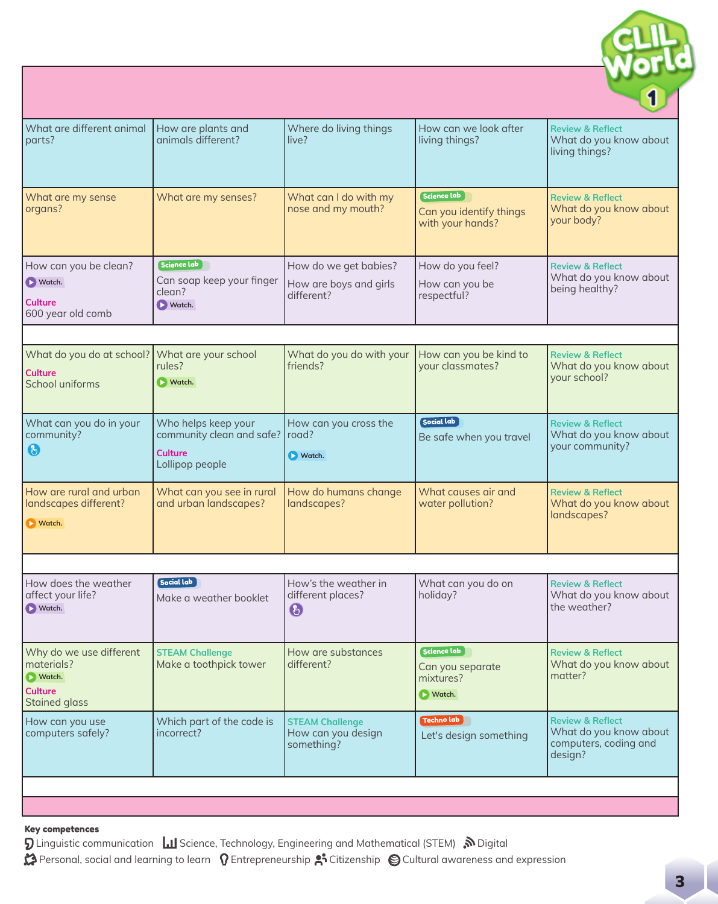| | | | | |
|---|---|---|---|---|
| What are different animal parts? | How are plants and animals different? | Where do living things live? | How can we look after living things? | Review & Reflect What do you know about living things? |
| What are my sense organs? | What are my senses? | What can I do with my nose and my mouth? | Science lab Can you identify things with your hands? | Review & Reflect What do you know about your body? |
| How can you be clean? Watch. Culture 600 year old comb | Science lab Can soap keep your finger clean? Watch. | How do we get babies? How are boys and girls different? | How do you feel? How can you be respectful? | Review & Reflect What do you know about being healthy? |
| | | | | |
| What do you do at school? Culture School uniforms | What are your school rules? Watch. | What do you do with your friends? | How can you be kind to your classmates? | Review & Reflect What do you know about your school? |
| What can you do in your community? | Who helps keep your community clean and safe? Culture Lollipop people | How can you cross the road? Watch. | Social lab Be safe when you travel | Review & Reflect What do you know about your community? |
| How are rural and urban landscapes different? Watch. | What can you see in rural and urban landscapes? | How do humans change landscapes? | What causes air and water pollution? | Review & Reflect What do you know about landscapes? |
| | | | | |
| How does the weather affect your life? Watch. | Social lab Make a weather booklet | How's the weather in different places? | What can you do on holiday? | Review & Reflect What do you know about the weather? |
| Why do we use different materials? Watch. Culture Stained glass | STEAM Challenge Make a toothpick tower | How are substances different? | Science lab Can you separate mixtures? Watch. | Review & Reflect What do you know about matter? |
| How can you use computers safely? | Which part of the code is incorrect? | STEAM Challenge How can you design something? | Techno lab Let's design something | Review & Reflect What do you know about computers, coding and design? |

**Key competences**

Linguistic communication · Science, Technology, Engineering and Mathematical (STEM) · Digital · Personal, social and learning to learn · Entrepreneurship · Citizenship · Cultural awareness and expression